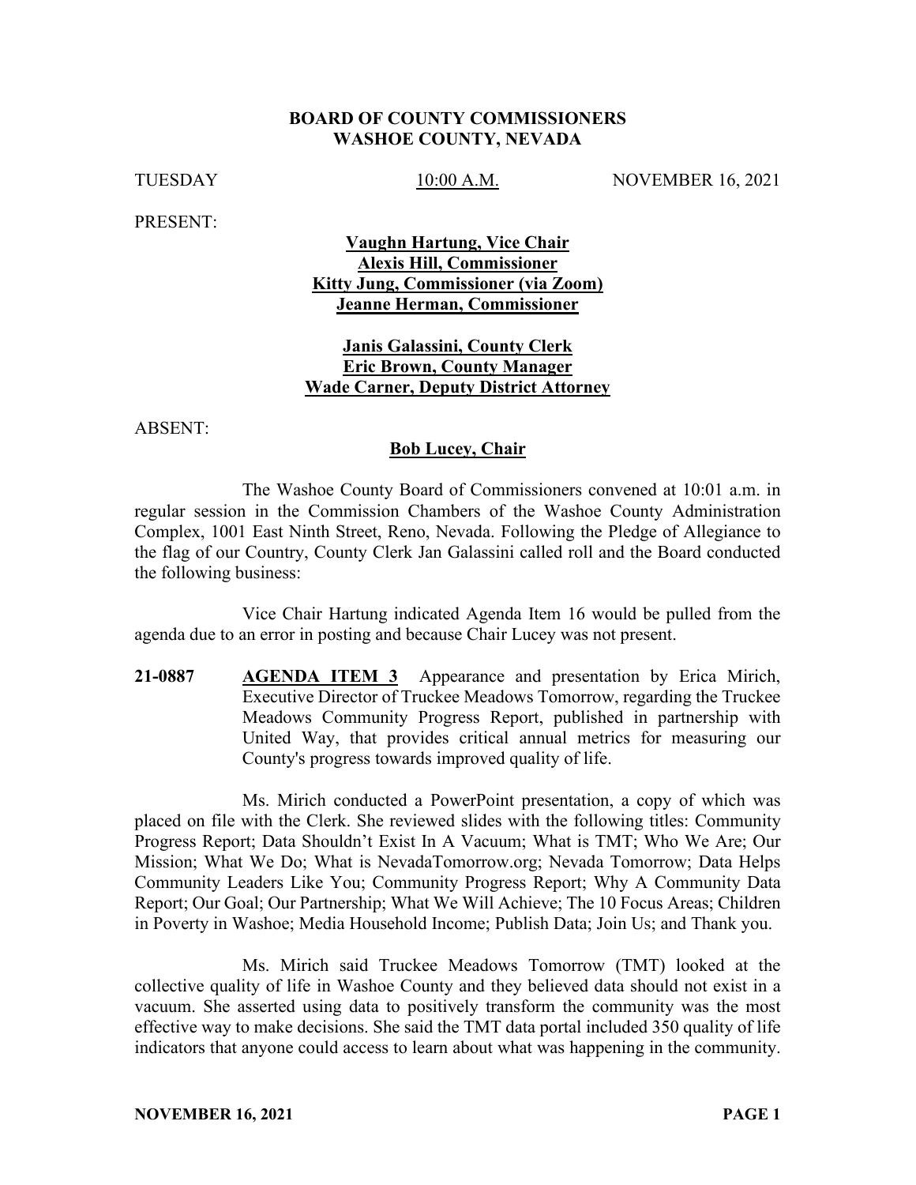**BOARD OF COUNTY COMMISSIONERS**
**WASHOE COUNTY, NEVADA**

TUESDAY 10:00 A.M. NOVEMBER 16, 2021

PRESENT:

**Vaughn Hartung, Vice Chair**
**Alexis Hill, Commissioner**
**Kitty Jung, Commissioner (via Zoom)**
**Jeanne Herman, Commissioner**

**Janis Galassini, County Clerk**
**Eric Brown, County Manager**
**Wade Carner, Deputy District Attorney**

ABSENT:

**Bob Lucey, Chair**

The Washoe County Board of Commissioners convened at 10:01 a.m. in regular session in the Commission Chambers of the Washoe County Administration Complex, 1001 East Ninth Street, Reno, Nevada. Following the Pledge of Allegiance to the flag of our Country, County Clerk Jan Galassini called roll and the Board conducted the following business:

Vice Chair Hartung indicated Agenda Item 16 would be pulled from the agenda due to an error in posting and because Chair Lucey was not present.

**21-0887 AGENDA ITEM 3** Appearance and presentation by Erica Mirich, Executive Director of Truckee Meadows Tomorrow, regarding the Truckee Meadows Community Progress Report, published in partnership with United Way, that provides critical annual metrics for measuring our County's progress towards improved quality of life.

Ms. Mirich conducted a PowerPoint presentation, a copy of which was placed on file with the Clerk. She reviewed slides with the following titles: Community Progress Report; Data Shouldn't Exist In A Vacuum; What is TMT; Who We Are; Our Mission; What We Do; What is NevadaTomorrow.org; Nevada Tomorrow; Data Helps Community Leaders Like You; Community Progress Report; Why A Community Data Report; Our Goal; Our Partnership; What We Will Achieve; The 10 Focus Areas; Children in Poverty in Washoe; Media Household Income; Publish Data; Join Us; and Thank you.

Ms. Mirich said Truckee Meadows Tomorrow (TMT) looked at the collective quality of life in Washoe County and they believed data should not exist in a vacuum. She asserted using data to positively transform the community was the most effective way to make decisions. She said the TMT data portal included 350 quality of life indicators that anyone could access to learn about what was happening in the community.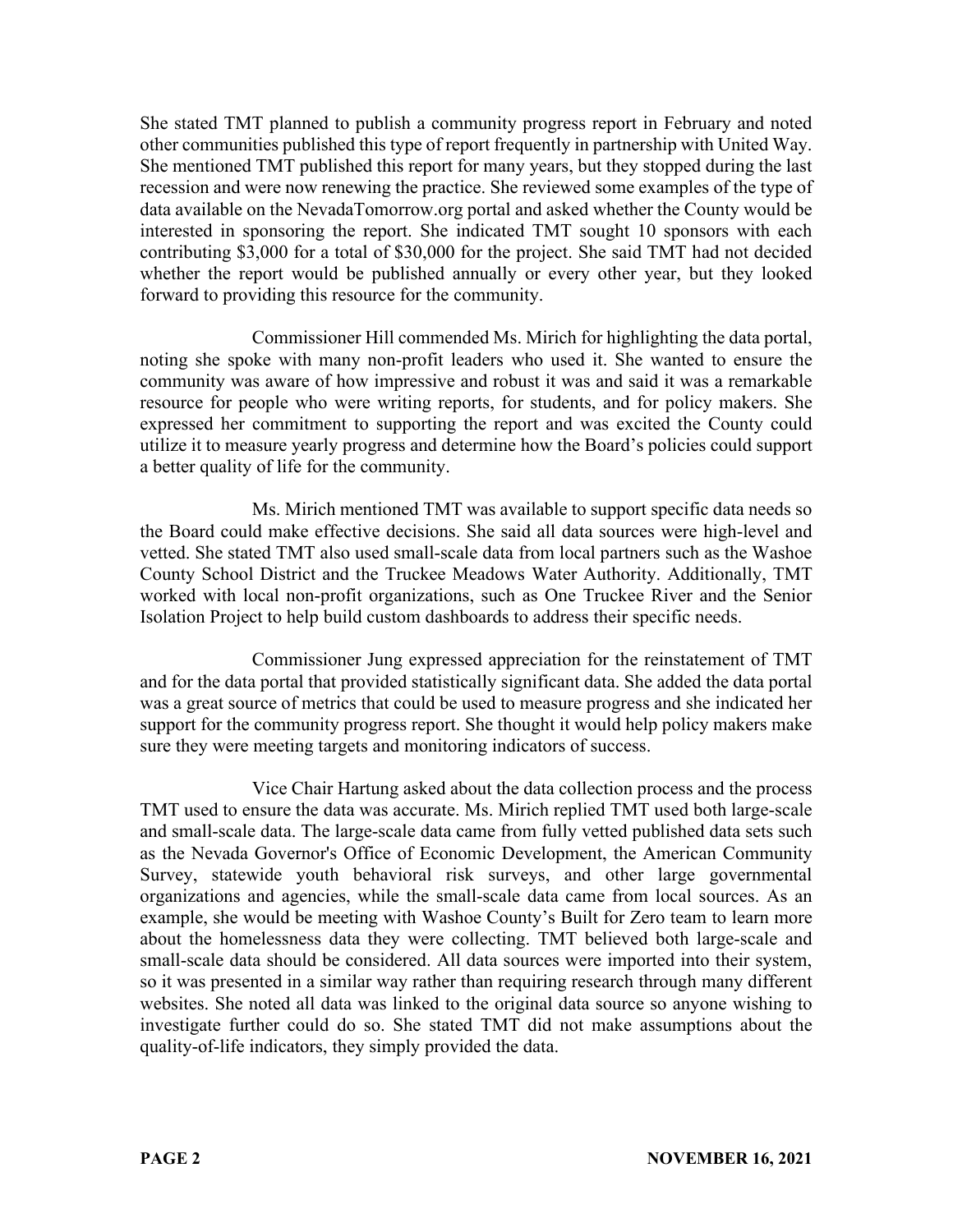She stated TMT planned to publish a community progress report in February and noted other communities published this type of report frequently in partnership with United Way. She mentioned TMT published this report for many years, but they stopped during the last recession and were now renewing the practice. She reviewed some examples of the type of data available on the NevadaTomorrow.org portal and asked whether the County would be interested in sponsoring the report. She indicated TMT sought 10 sponsors with each contributing $3,000 for a total of $30,000 for the project. She said TMT had not decided whether the report would be published annually or every other year, but they looked forward to providing this resource for the community.

Commissioner Hill commended Ms. Mirich for highlighting the data portal, noting she spoke with many non-profit leaders who used it. She wanted to ensure the community was aware of how impressive and robust it was and said it was a remarkable resource for people who were writing reports, for students, and for policy makers. She expressed her commitment to supporting the report and was excited the County could utilize it to measure yearly progress and determine how the Board's policies could support a better quality of life for the community.

Ms. Mirich mentioned TMT was available to support specific data needs so the Board could make effective decisions. She said all data sources were high-level and vetted. She stated TMT also used small-scale data from local partners such as the Washoe County School District and the Truckee Meadows Water Authority. Additionally, TMT worked with local non-profit organizations, such as One Truckee River and the Senior Isolation Project to help build custom dashboards to address their specific needs.

Commissioner Jung expressed appreciation for the reinstatement of TMT and for the data portal that provided statistically significant data. She added the data portal was a great source of metrics that could be used to measure progress and she indicated her support for the community progress report. She thought it would help policy makers make sure they were meeting targets and monitoring indicators of success.

Vice Chair Hartung asked about the data collection process and the process TMT used to ensure the data was accurate. Ms. Mirich replied TMT used both large-scale and small-scale data. The large-scale data came from fully vetted published data sets such as the Nevada Governor's Office of Economic Development, the American Community Survey, statewide youth behavioral risk surveys, and other large governmental organizations and agencies, while the small-scale data came from local sources. As an example, she would be meeting with Washoe County's Built for Zero team to learn more about the homelessness data they were collecting. TMT believed both large-scale and small-scale data should be considered. All data sources were imported into their system, so it was presented in a similar way rather than requiring research through many different websites. She noted all data was linked to the original data source so anyone wishing to investigate further could do so. She stated TMT did not make assumptions about the quality-of-life indicators, they simply provided the data.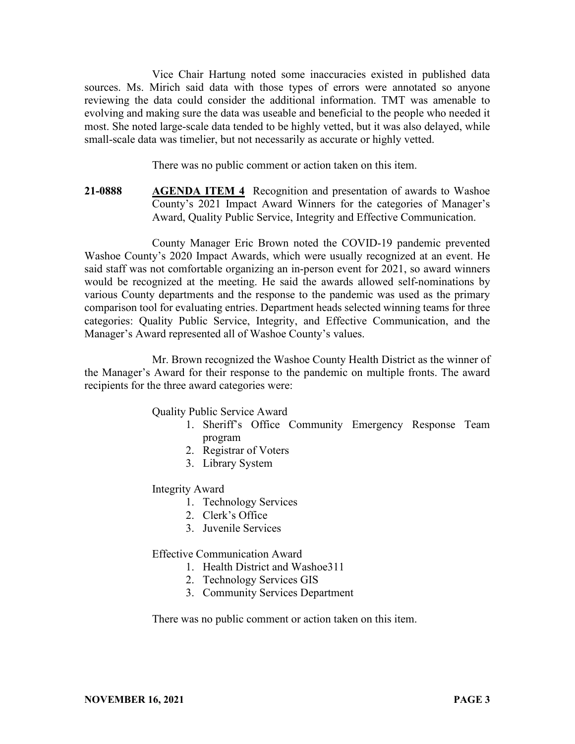Vice Chair Hartung noted some inaccuracies existed in published data sources. Ms. Mirich said data with those types of errors were annotated so anyone reviewing the data could consider the additional information. TMT was amenable to evolving and making sure the data was useable and beneficial to the people who needed it most. She noted large-scale data tended to be highly vetted, but it was also delayed, while small-scale data was timelier, but not necessarily as accurate or highly vetted.

There was no public comment or action taken on this item.

**21-0888** **AGENDA ITEM 4** Recognition and presentation of awards to Washoe County's 2021 Impact Award Winners for the categories of Manager's Award, Quality Public Service, Integrity and Effective Communication.

County Manager Eric Brown noted the COVID-19 pandemic prevented Washoe County's 2020 Impact Awards, which were usually recognized at an event. He said staff was not comfortable organizing an in-person event for 2021, so award winners would be recognized at the meeting. He said the awards allowed self-nominations by various County departments and the response to the pandemic was used as the primary comparison tool for evaluating entries. Department heads selected winning teams for three categories: Quality Public Service, Integrity, and Effective Communication, and the Manager's Award represented all of Washoe County's values.

Mr. Brown recognized the Washoe County Health District as the winner of the Manager's Award for their response to the pandemic on multiple fronts. The award recipients for the three award categories were:

Quality Public Service Award

1. Sheriff's Office Community Emergency Response Team program
2. Registrar of Voters
3. Library System

Integrity Award

1. Technology Services
2. Clerk's Office
3. Juvenile Services

Effective Communication Award

1. Health District and Washoe311
2. Technology Services GIS
3. Community Services Department

There was no public comment or action taken on this item.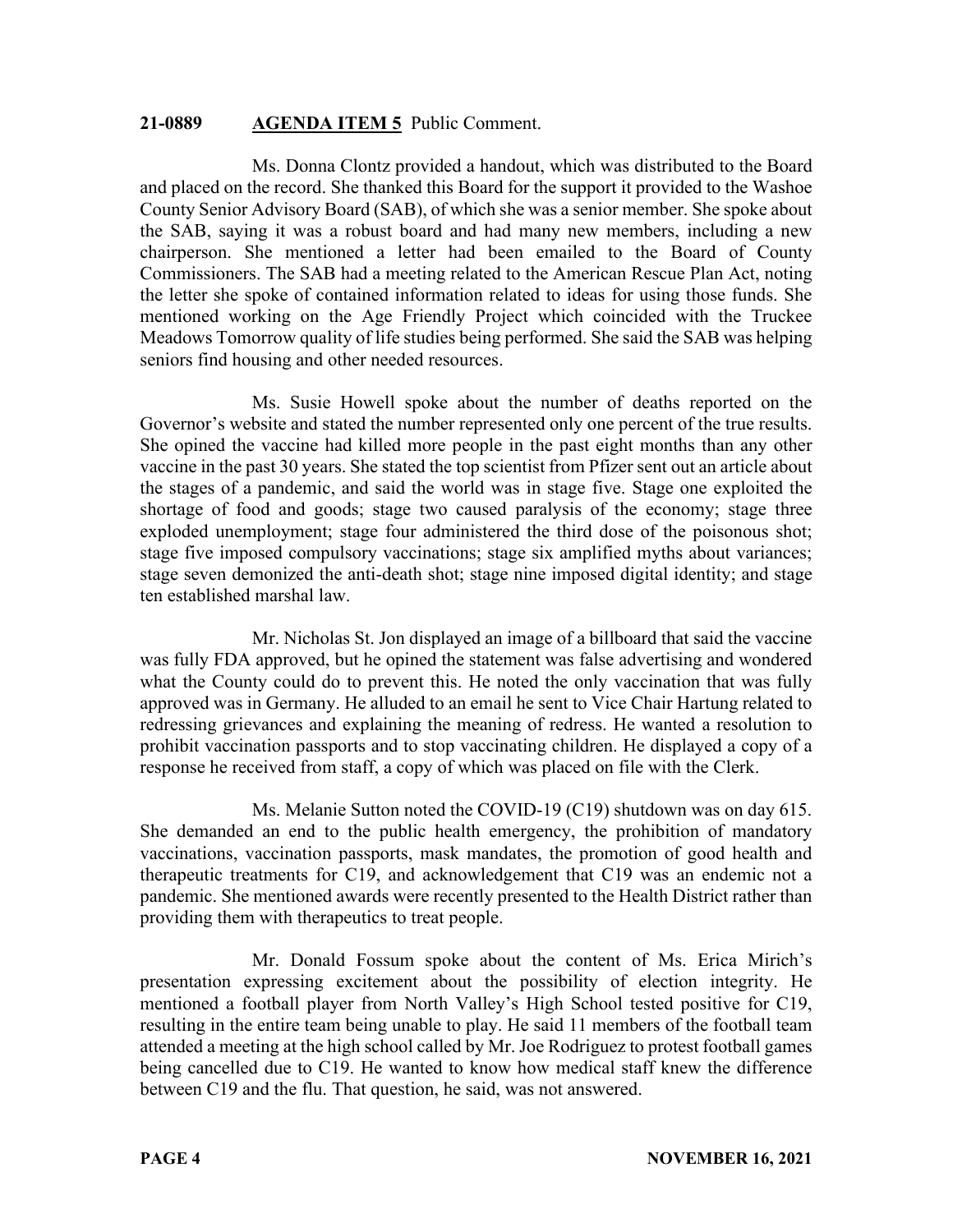**21-0889 AGENDA ITEM 5** Public Comment.

Ms. Donna Clontz provided a handout, which was distributed to the Board and placed on the record. She thanked this Board for the support it provided to the Washoe County Senior Advisory Board (SAB), of which she was a senior member. She spoke about the SAB, saying it was a robust board and had many new members, including a new chairperson. She mentioned a letter had been emailed to the Board of County Commissioners. The SAB had a meeting related to the American Rescue Plan Act, noting the letter she spoke of contained information related to ideas for using those funds. She mentioned working on the Age Friendly Project which coincided with the Truckee Meadows Tomorrow quality of life studies being performed. She said the SAB was helping seniors find housing and other needed resources.

Ms. Susie Howell spoke about the number of deaths reported on the Governor's website and stated the number represented only one percent of the true results. She opined the vaccine had killed more people in the past eight months than any other vaccine in the past 30 years. She stated the top scientist from Pfizer sent out an article about the stages of a pandemic, and said the world was in stage five. Stage one exploited the shortage of food and goods; stage two caused paralysis of the economy; stage three exploded unemployment; stage four administered the third dose of the poisonous shot; stage five imposed compulsory vaccinations; stage six amplified myths about variances; stage seven demonized the anti-death shot; stage nine imposed digital identity; and stage ten established marshal law.

Mr. Nicholas St. Jon displayed an image of a billboard that said the vaccine was fully FDA approved, but he opined the statement was false advertising and wondered what the County could do to prevent this. He noted the only vaccination that was fully approved was in Germany. He alluded to an email he sent to Vice Chair Hartung related to redressing grievances and explaining the meaning of redress. He wanted a resolution to prohibit vaccination passports and to stop vaccinating children. He displayed a copy of a response he received from staff, a copy of which was placed on file with the Clerk.

Ms. Melanie Sutton noted the COVID-19 (C19) shutdown was on day 615. She demanded an end to the public health emergency, the prohibition of mandatory vaccinations, vaccination passports, mask mandates, the promotion of good health and therapeutic treatments for C19, and acknowledgement that C19 was an endemic not a pandemic. She mentioned awards were recently presented to the Health District rather than providing them with therapeutics to treat people.

Mr. Donald Fossum spoke about the content of Ms. Erica Mirich's presentation expressing excitement about the possibility of election integrity. He mentioned a football player from North Valley's High School tested positive for C19, resulting in the entire team being unable to play. He said 11 members of the football team attended a meeting at the high school called by Mr. Joe Rodriguez to protest football games being cancelled due to C19. He wanted to know how medical staff knew the difference between C19 and the flu. That question, he said, was not answered.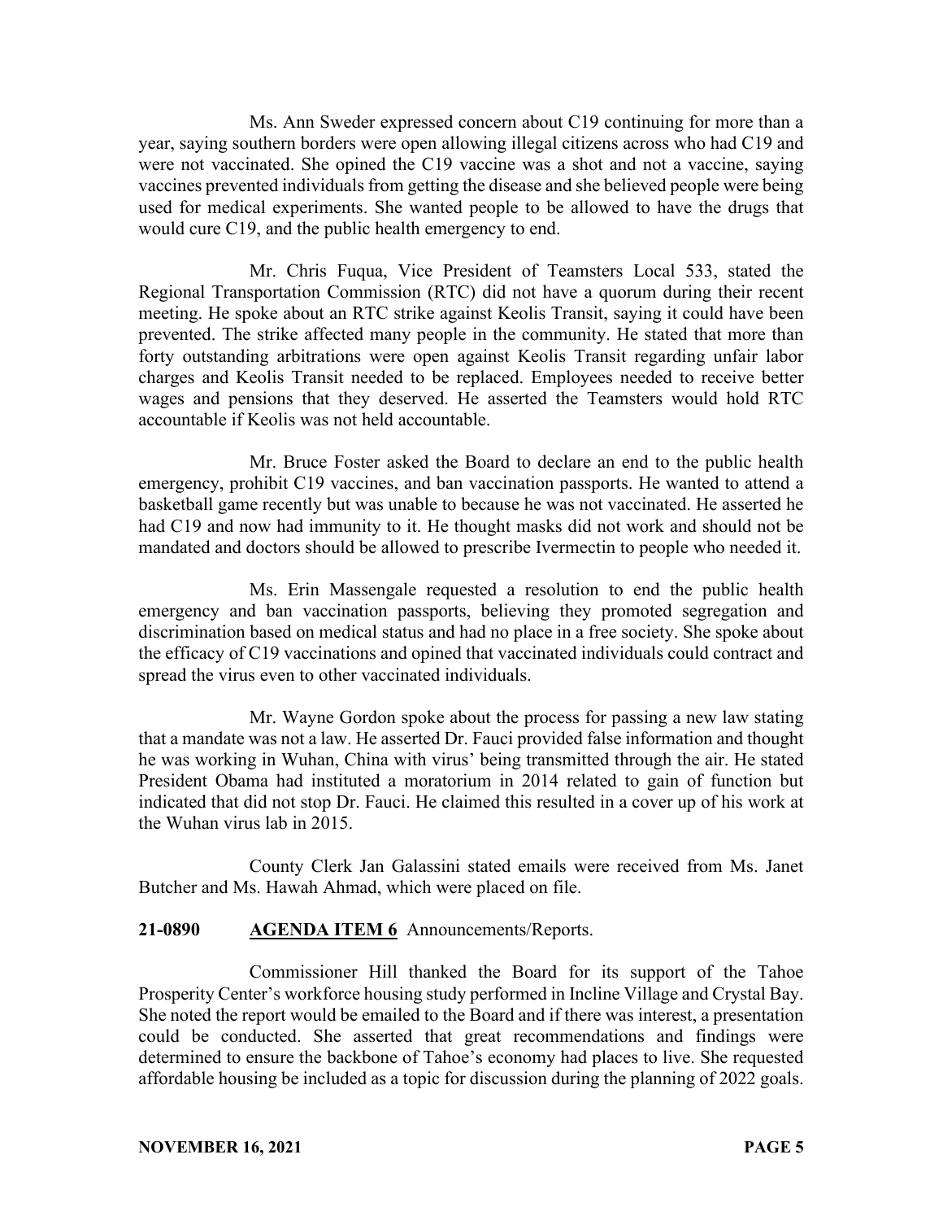Ms. Ann Sweder expressed concern about C19 continuing for more than a year, saying southern borders were open allowing illegal citizens across who had C19 and were not vaccinated. She opined the C19 vaccine was a shot and not a vaccine, saying vaccines prevented individuals from getting the disease and she believed people were being used for medical experiments. She wanted people to be allowed to have the drugs that would cure C19, and the public health emergency to end.

Mr. Chris Fuqua, Vice President of Teamsters Local 533, stated the Regional Transportation Commission (RTC) did not have a quorum during their recent meeting. He spoke about an RTC strike against Keolis Transit, saying it could have been prevented. The strike affected many people in the community. He stated that more than forty outstanding arbitrations were open against Keolis Transit regarding unfair labor charges and Keolis Transit needed to be replaced. Employees needed to receive better wages and pensions that they deserved. He asserted the Teamsters would hold RTC accountable if Keolis was not held accountable.

Mr. Bruce Foster asked the Board to declare an end to the public health emergency, prohibit C19 vaccines, and ban vaccination passports. He wanted to attend a basketball game recently but was unable to because he was not vaccinated. He asserted he had C19 and now had immunity to it. He thought masks did not work and should not be mandated and doctors should be allowed to prescribe Ivermectin to people who needed it.

Ms. Erin Massengale requested a resolution to end the public health emergency and ban vaccination passports, believing they promoted segregation and discrimination based on medical status and had no place in a free society. She spoke about the efficacy of C19 vaccinations and opined that vaccinated individuals could contract and spread the virus even to other vaccinated individuals.

Mr. Wayne Gordon spoke about the process for passing a new law stating that a mandate was not a law. He asserted Dr. Fauci provided false information and thought he was working in Wuhan, China with virus' being transmitted through the air. He stated President Obama had instituted a moratorium in 2014 related to gain of function but indicated that did not stop Dr. Fauci. He claimed this resulted in a cover up of his work at the Wuhan virus lab in 2015.

County Clerk Jan Galassini stated emails were received from Ms. Janet Butcher and Ms. Hawah Ahmad, which were placed on file.

**21-0890 AGENDA ITEM 6** Announcements/Reports.

Commissioner Hill thanked the Board for its support of the Tahoe Prosperity Center's workforce housing study performed in Incline Village and Crystal Bay. She noted the report would be emailed to the Board and if there was interest, a presentation could be conducted. She asserted that great recommendations and findings were determined to ensure the backbone of Tahoe's economy had places to live. She requested affordable housing be included as a topic for discussion during the planning of 2022 goals.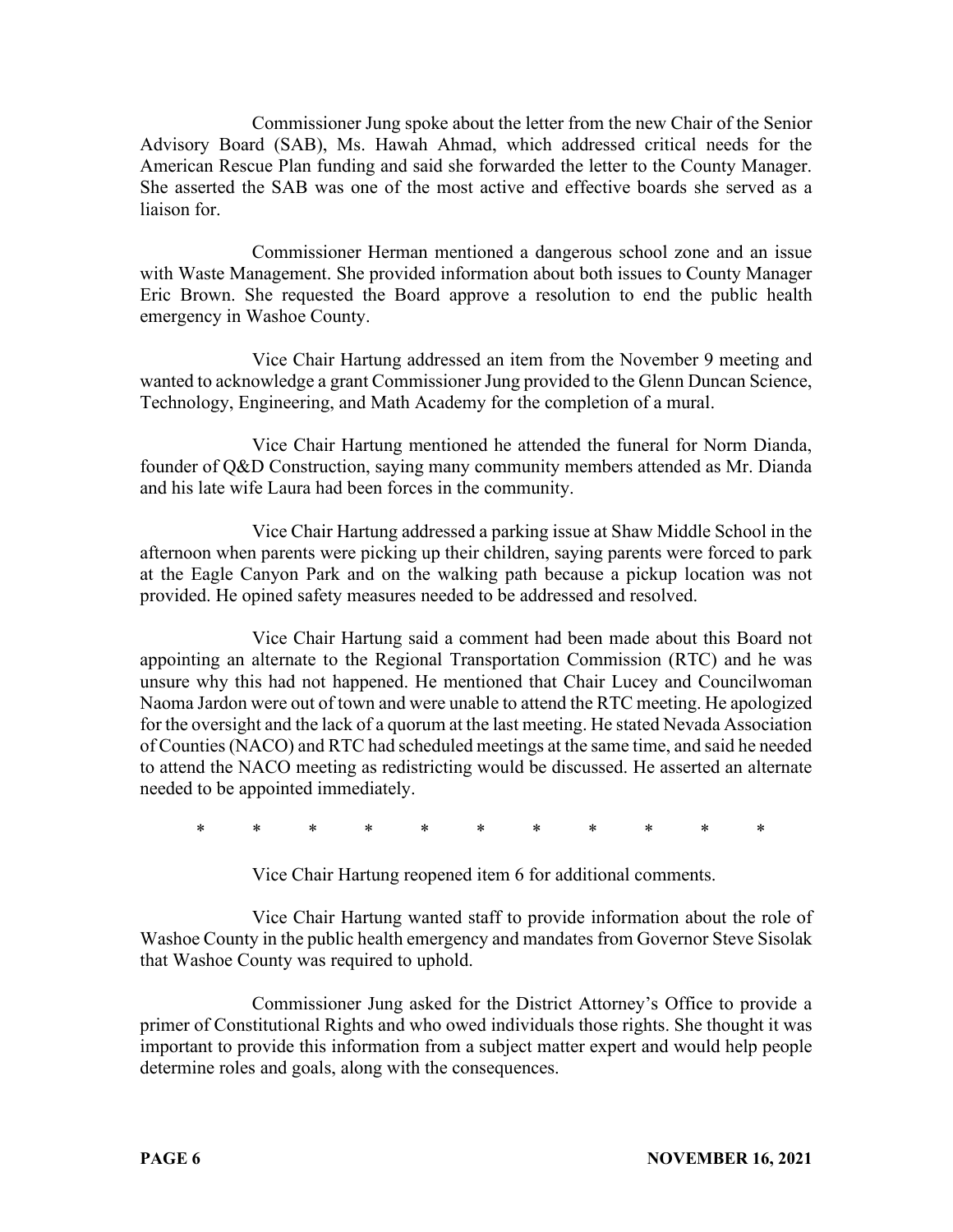Commissioner Jung spoke about the letter from the new Chair of the Senior Advisory Board (SAB), Ms. Hawah Ahmad, which addressed critical needs for the American Rescue Plan funding and said she forwarded the letter to the County Manager. She asserted the SAB was one of the most active and effective boards she served as a liaison for.

Commissioner Herman mentioned a dangerous school zone and an issue with Waste Management. She provided information about both issues to County Manager Eric Brown. She requested the Board approve a resolution to end the public health emergency in Washoe County.

Vice Chair Hartung addressed an item from the November 9 meeting and wanted to acknowledge a grant Commissioner Jung provided to the Glenn Duncan Science, Technology, Engineering, and Math Academy for the completion of a mural.

Vice Chair Hartung mentioned he attended the funeral for Norm Dianda, founder of Q&D Construction, saying many community members attended as Mr. Dianda and his late wife Laura had been forces in the community.

Vice Chair Hartung addressed a parking issue at Shaw Middle School in the afternoon when parents were picking up their children, saying parents were forced to park at the Eagle Canyon Park and on the walking path because a pickup location was not provided. He opined safety measures needed to be addressed and resolved.

Vice Chair Hartung said a comment had been made about this Board not appointing an alternate to the Regional Transportation Commission (RTC) and he was unsure why this had not happened. He mentioned that Chair Lucey and Councilwoman Naoma Jardon were out of town and were unable to attend the RTC meeting. He apologized for the oversight and the lack of a quorum at the last meeting. He stated Nevada Association of Counties (NACO) and RTC had scheduled meetings at the same time, and said he needed to attend the NACO meeting as redistricting would be discussed. He asserted an alternate needed to be appointed immediately.

\* \* \* \* \* \* \* \* \* \* \*

Vice Chair Hartung reopened item 6 for additional comments.

Vice Chair Hartung wanted staff to provide information about the role of Washoe County in the public health emergency and mandates from Governor Steve Sisolak that Washoe County was required to uphold.

Commissioner Jung asked for the District Attorney's Office to provide a primer of Constitutional Rights and who owed individuals those rights. She thought it was important to provide this information from a subject matter expert and would help people determine roles and goals, along with the consequences.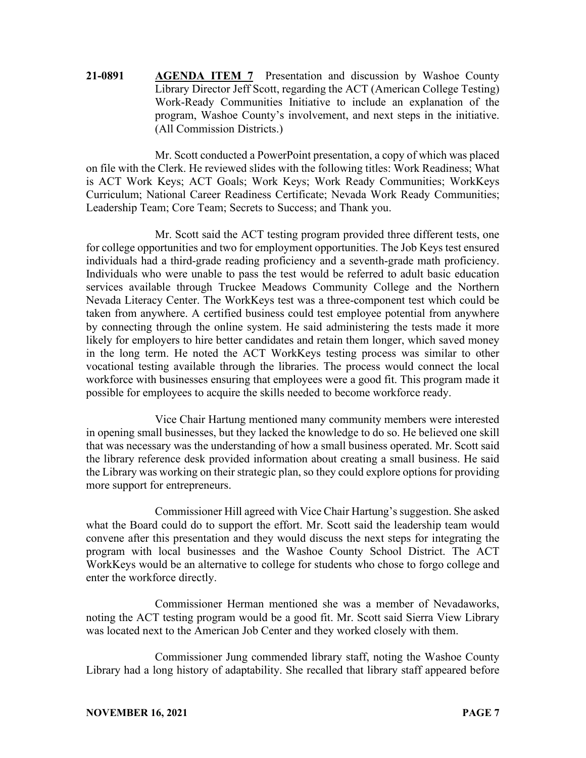**21-0891** **AGENDA ITEM 7** Presentation and discussion by Washoe County Library Director Jeff Scott, regarding the ACT (American College Testing) Work-Ready Communities Initiative to include an explanation of the program, Washoe County's involvement, and next steps in the initiative. (All Commission Districts.)

Mr. Scott conducted a PowerPoint presentation, a copy of which was placed on file with the Clerk. He reviewed slides with the following titles: Work Readiness; What is ACT Work Keys; ACT Goals; Work Keys; Work Ready Communities; WorkKeys Curriculum; National Career Readiness Certificate; Nevada Work Ready Communities; Leadership Team; Core Team; Secrets to Success; and Thank you.

Mr. Scott said the ACT testing program provided three different tests, one for college opportunities and two for employment opportunities. The Job Keys test ensured individuals had a third-grade reading proficiency and a seventh-grade math proficiency. Individuals who were unable to pass the test would be referred to adult basic education services available through Truckee Meadows Community College and the Northern Nevada Literacy Center. The WorkKeys test was a three-component test which could be taken from anywhere. A certified business could test employee potential from anywhere by connecting through the online system. He said administering the tests made it more likely for employers to hire better candidates and retain them longer, which saved money in the long term. He noted the ACT WorkKeys testing process was similar to other vocational testing available through the libraries. The process would connect the local workforce with businesses ensuring that employees were a good fit. This program made it possible for employees to acquire the skills needed to become workforce ready.

Vice Chair Hartung mentioned many community members were interested in opening small businesses, but they lacked the knowledge to do so. He believed one skill that was necessary was the understanding of how a small business operated. Mr. Scott said the library reference desk provided information about creating a small business. He said the Library was working on their strategic plan, so they could explore options for providing more support for entrepreneurs.

Commissioner Hill agreed with Vice Chair Hartung's suggestion. She asked what the Board could do to support the effort. Mr. Scott said the leadership team would convene after this presentation and they would discuss the next steps for integrating the program with local businesses and the Washoe County School District. The ACT WorkKeys would be an alternative to college for students who chose to forgo college and enter the workforce directly.

Commissioner Herman mentioned she was a member of Nevadaworks, noting the ACT testing program would be a good fit. Mr. Scott said Sierra View Library was located next to the American Job Center and they worked closely with them.

Commissioner Jung commended library staff, noting the Washoe County Library had a long history of adaptability. She recalled that library staff appeared before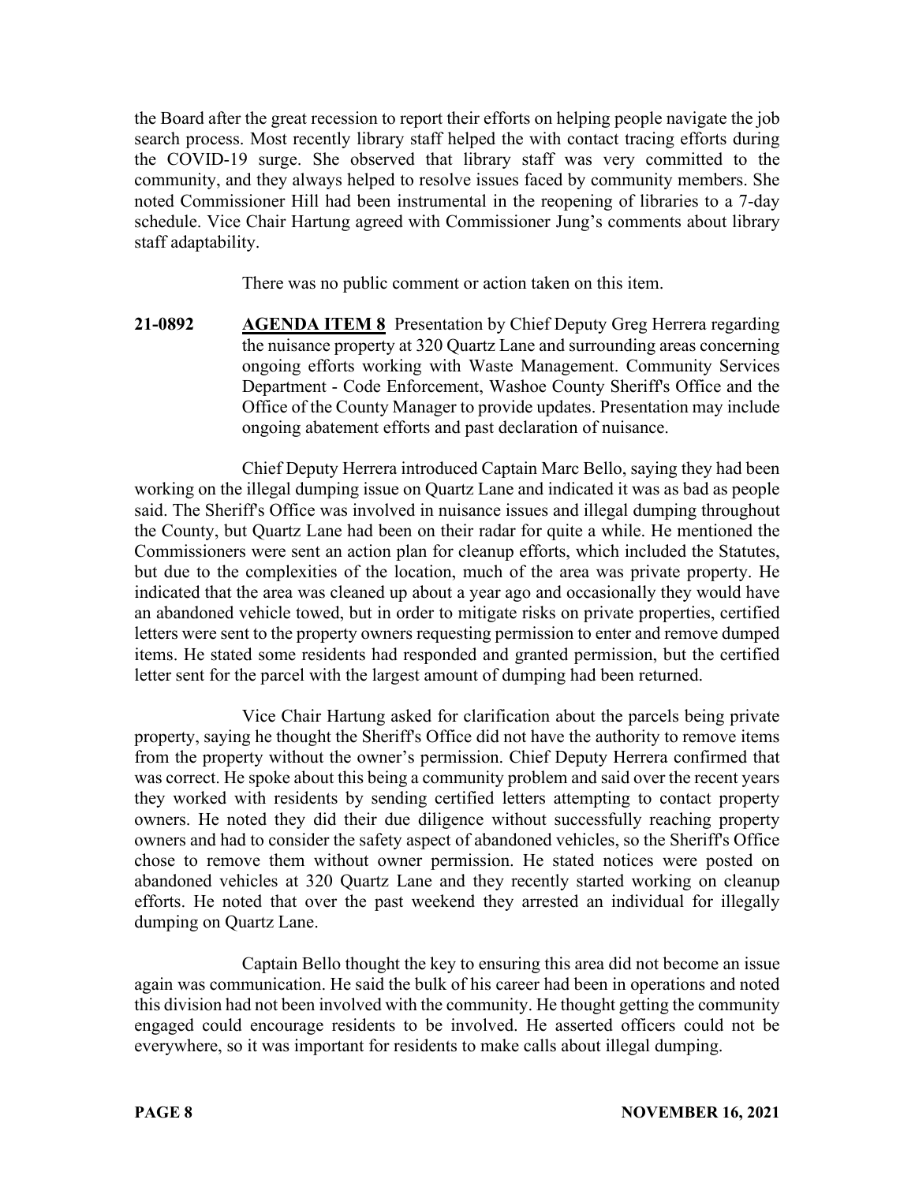the Board after the great recession to report their efforts on helping people navigate the job search process. Most recently library staff helped the with contact tracing efforts during the COVID-19 surge. She observed that library staff was very committed to the community, and they always helped to resolve issues faced by community members. She noted Commissioner Hill had been instrumental in the reopening of libraries to a 7-day schedule. Vice Chair Hartung agreed with Commissioner Jung's comments about library staff adaptability.

There was no public comment or action taken on this item.

**21-0892** **AGENDA ITEM 8** Presentation by Chief Deputy Greg Herrera regarding the nuisance property at 320 Quartz Lane and surrounding areas concerning ongoing efforts working with Waste Management. Community Services Department - Code Enforcement, Washoe County Sheriff's Office and the Office of the County Manager to provide updates. Presentation may include ongoing abatement efforts and past declaration of nuisance.

Chief Deputy Herrera introduced Captain Marc Bello, saying they had been working on the illegal dumping issue on Quartz Lane and indicated it was as bad as people said. The Sheriff's Office was involved in nuisance issues and illegal dumping throughout the County, but Quartz Lane had been on their radar for quite a while. He mentioned the Commissioners were sent an action plan for cleanup efforts, which included the Statutes, but due to the complexities of the location, much of the area was private property. He indicated that the area was cleaned up about a year ago and occasionally they would have an abandoned vehicle towed, but in order to mitigate risks on private properties, certified letters were sent to the property owners requesting permission to enter and remove dumped items. He stated some residents had responded and granted permission, but the certified letter sent for the parcel with the largest amount of dumping had been returned.

Vice Chair Hartung asked for clarification about the parcels being private property, saying he thought the Sheriff's Office did not have the authority to remove items from the property without the owner's permission. Chief Deputy Herrera confirmed that was correct. He spoke about this being a community problem and said over the recent years they worked with residents by sending certified letters attempting to contact property owners. He noted they did their due diligence without successfully reaching property owners and had to consider the safety aspect of abandoned vehicles, so the Sheriff's Office chose to remove them without owner permission. He stated notices were posted on abandoned vehicles at 320 Quartz Lane and they recently started working on cleanup efforts. He noted that over the past weekend they arrested an individual for illegally dumping on Quartz Lane.

Captain Bello thought the key to ensuring this area did not become an issue again was communication. He said the bulk of his career had been in operations and noted this division had not been involved with the community. He thought getting the community engaged could encourage residents to be involved. He asserted officers could not be everywhere, so it was important for residents to make calls about illegal dumping.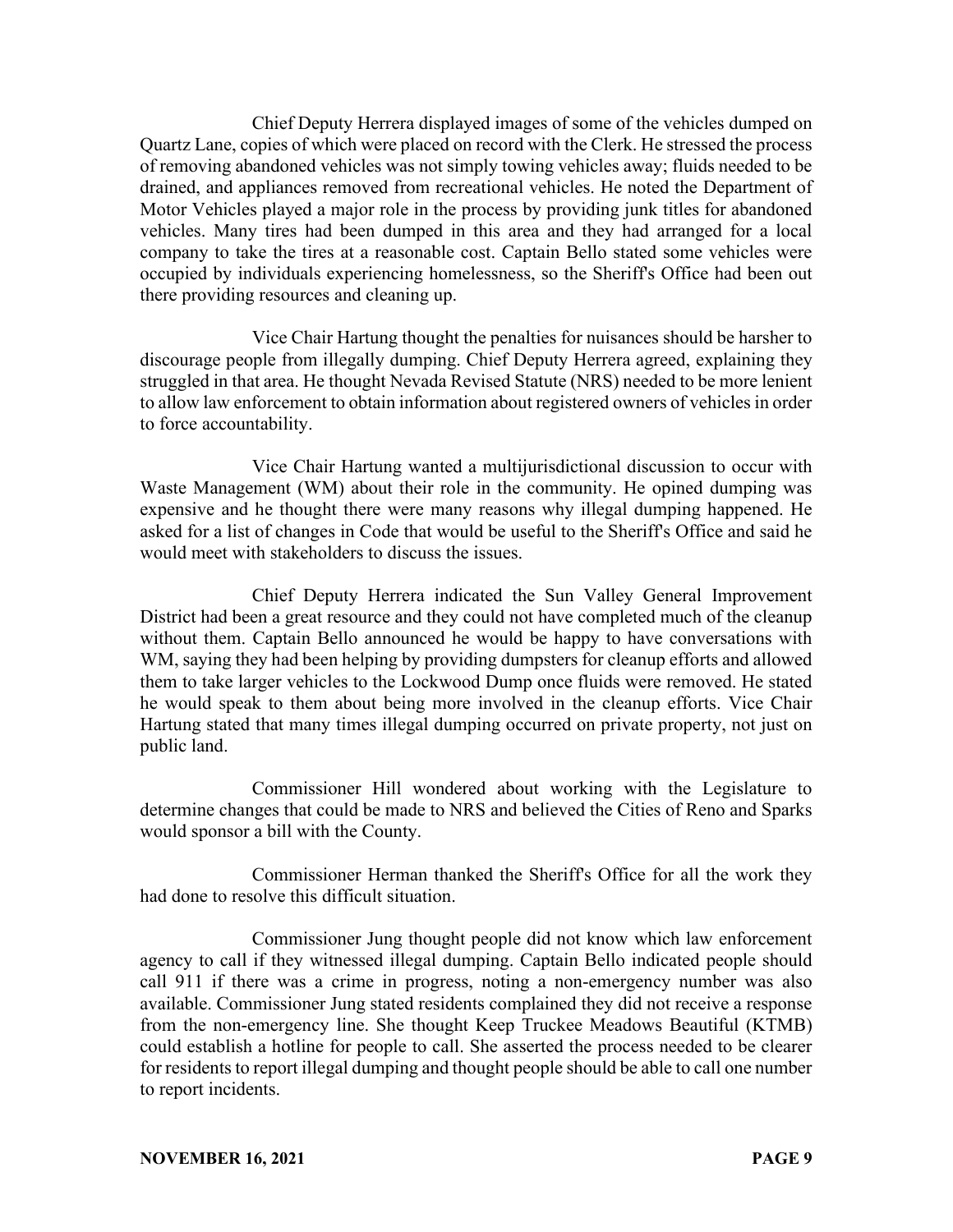Chief Deputy Herrera displayed images of some of the vehicles dumped on Quartz Lane, copies of which were placed on record with the Clerk. He stressed the process of removing abandoned vehicles was not simply towing vehicles away; fluids needed to be drained, and appliances removed from recreational vehicles. He noted the Department of Motor Vehicles played a major role in the process by providing junk titles for abandoned vehicles. Many tires had been dumped in this area and they had arranged for a local company to take the tires at a reasonable cost. Captain Bello stated some vehicles were occupied by individuals experiencing homelessness, so the Sheriff's Office had been out there providing resources and cleaning up.

Vice Chair Hartung thought the penalties for nuisances should be harsher to discourage people from illegally dumping. Chief Deputy Herrera agreed, explaining they struggled in that area. He thought Nevada Revised Statute (NRS) needed to be more lenient to allow law enforcement to obtain information about registered owners of vehicles in order to force accountability.

Vice Chair Hartung wanted a multijurisdictional discussion to occur with Waste Management (WM) about their role in the community. He opined dumping was expensive and he thought there were many reasons why illegal dumping happened. He asked for a list of changes in Code that would be useful to the Sheriff's Office and said he would meet with stakeholders to discuss the issues.

Chief Deputy Herrera indicated the Sun Valley General Improvement District had been a great resource and they could not have completed much of the cleanup without them. Captain Bello announced he would be happy to have conversations with WM, saying they had been helping by providing dumpsters for cleanup efforts and allowed them to take larger vehicles to the Lockwood Dump once fluids were removed. He stated he would speak to them about being more involved in the cleanup efforts. Vice Chair Hartung stated that many times illegal dumping occurred on private property, not just on public land.

Commissioner Hill wondered about working with the Legislature to determine changes that could be made to NRS and believed the Cities of Reno and Sparks would sponsor a bill with the County.

Commissioner Herman thanked the Sheriff's Office for all the work they had done to resolve this difficult situation.

Commissioner Jung thought people did not know which law enforcement agency to call if they witnessed illegal dumping. Captain Bello indicated people should call 911 if there was a crime in progress, noting a non-emergency number was also available. Commissioner Jung stated residents complained they did not receive a response from the non-emergency line. She thought Keep Truckee Meadows Beautiful (KTMB) could establish a hotline for people to call. She asserted the process needed to be clearer for residents to report illegal dumping and thought people should be able to call one number to report incidents.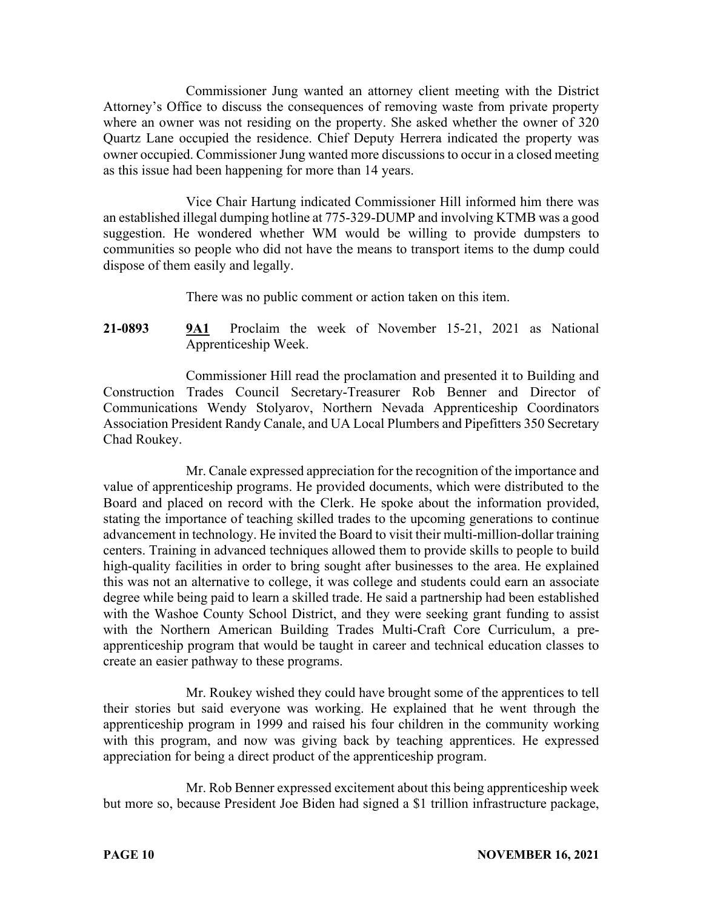Commissioner Jung wanted an attorney client meeting with the District Attorney's Office to discuss the consequences of removing waste from private property where an owner was not residing on the property. She asked whether the owner of 320 Quartz Lane occupied the residence. Chief Deputy Herrera indicated the property was owner occupied. Commissioner Jung wanted more discussions to occur in a closed meeting as this issue had been happening for more than 14 years.

Vice Chair Hartung indicated Commissioner Hill informed him there was an established illegal dumping hotline at 775-329-DUMP and involving KTMB was a good suggestion. He wondered whether WM would be willing to provide dumpsters to communities so people who did not have the means to transport items to the dump could dispose of them easily and legally.

There was no public comment or action taken on this item.

**21-0893** **9A1** Proclaim the week of November 15-21, 2021 as National Apprenticeship Week.

Commissioner Hill read the proclamation and presented it to Building and Construction Trades Council Secretary-Treasurer Rob Benner and Director of Communications Wendy Stolyarov, Northern Nevada Apprenticeship Coordinators Association President Randy Canale, and UA Local Plumbers and Pipefitters 350 Secretary Chad Roukey.

Mr. Canale expressed appreciation for the recognition of the importance and value of apprenticeship programs. He provided documents, which were distributed to the Board and placed on record with the Clerk. He spoke about the information provided, stating the importance of teaching skilled trades to the upcoming generations to continue advancement in technology. He invited the Board to visit their multi-million-dollar training centers. Training in advanced techniques allowed them to provide skills to people to build high-quality facilities in order to bring sought after businesses to the area. He explained this was not an alternative to college, it was college and students could earn an associate degree while being paid to learn a skilled trade. He said a partnership had been established with the Washoe County School District, and they were seeking grant funding to assist with the Northern American Building Trades Multi-Craft Core Curriculum, a pre-apprenticeship program that would be taught in career and technical education classes to create an easier pathway to these programs.

Mr. Roukey wished they could have brought some of the apprentices to tell their stories but said everyone was working. He explained that he went through the apprenticeship program in 1999 and raised his four children in the community working with this program, and now was giving back by teaching apprentices. He expressed appreciation for being a direct product of the apprenticeship program.

Mr. Rob Benner expressed excitement about this being apprenticeship week but more so, because President Joe Biden had signed a $1 trillion infrastructure package,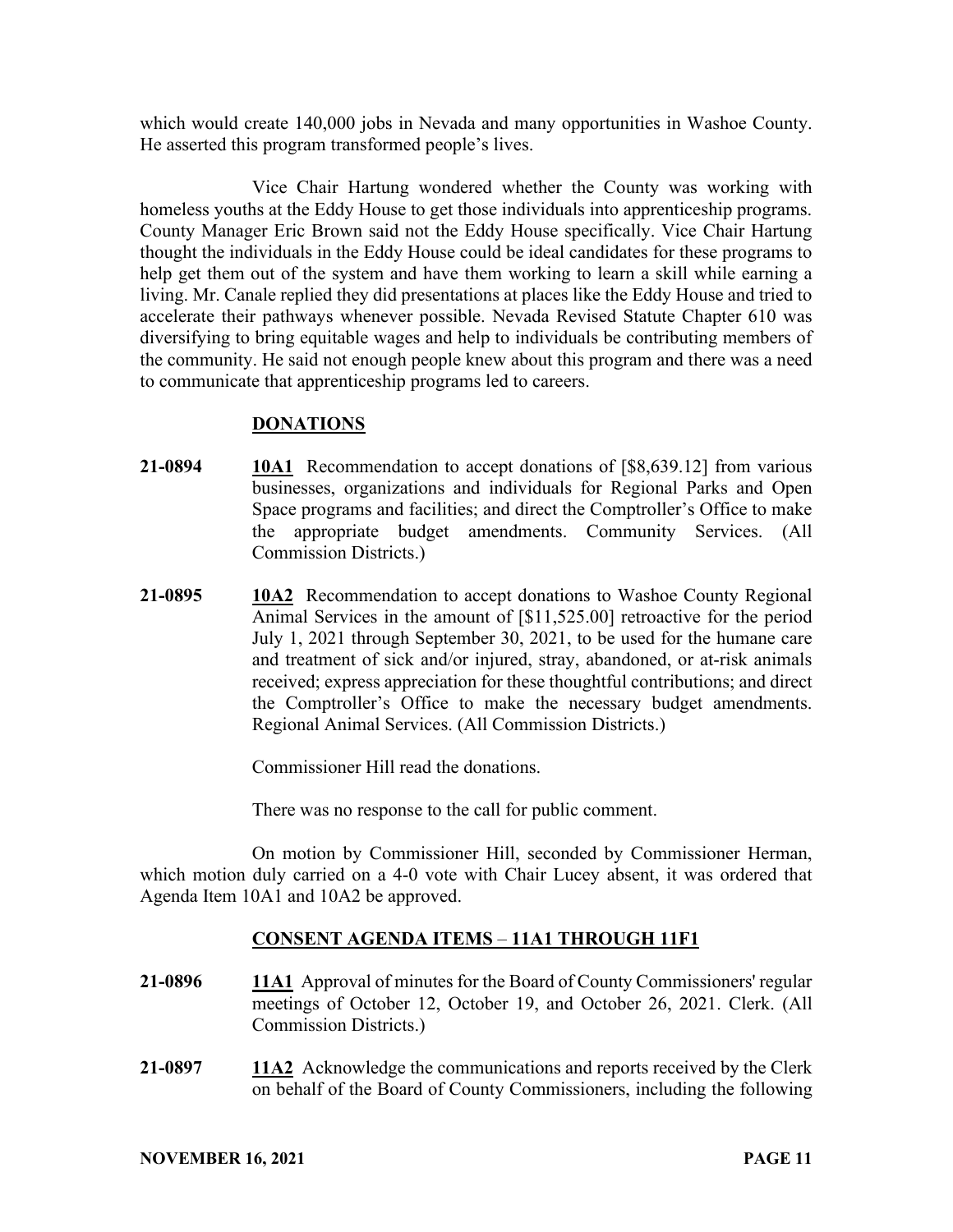which would create 140,000 jobs in Nevada and many opportunities in Washoe County. He asserted this program transformed people's lives.

Vice Chair Hartung wondered whether the County was working with homeless youths at the Eddy House to get those individuals into apprenticeship programs. County Manager Eric Brown said not the Eddy House specifically. Vice Chair Hartung thought the individuals in the Eddy House could be ideal candidates for these programs to help get them out of the system and have them working to learn a skill while earning a living. Mr. Canale replied they did presentations at places like the Eddy House and tried to accelerate their pathways whenever possible. Nevada Revised Statute Chapter 610 was diversifying to bring equitable wages and help to individuals be contributing members of the community. He said not enough people knew about this program and there was a need to communicate that apprenticeship programs led to careers.

## DONATIONS

**21-0894** **10A1** Recommendation to accept donations of [$8,639.12] from various businesses, organizations and individuals for Regional Parks and Open Space programs and facilities; and direct the Comptroller's Office to make the appropriate budget amendments. Community Services. (All Commission Districts.)

**21-0895** **10A2** Recommendation to accept donations to Washoe County Regional Animal Services in the amount of [$11,525.00] retroactive for the period July 1, 2021 through September 30, 2021, to be used for the humane care and treatment of sick and/or injured, stray, abandoned, or at-risk animals received; express appreciation for these thoughtful contributions; and direct the Comptroller's Office to make the necessary budget amendments. Regional Animal Services. (All Commission Districts.)

Commissioner Hill read the donations.

There was no response to the call for public comment.

On motion by Commissioner Hill, seconded by Commissioner Herman, which motion duly carried on a 4-0 vote with Chair Lucey absent, it was ordered that Agenda Item 10A1 and 10A2 be approved.

## CONSENT AGENDA ITEMS – 11A1 THROUGH 11F1

**21-0896** **11A1** Approval of minutes for the Board of County Commissioners' regular meetings of October 12, October 19, and October 26, 2021. Clerk. (All Commission Districts.)

**21-0897** **11A2** Acknowledge the communications and reports received by the Clerk on behalf of the Board of County Commissioners, including the following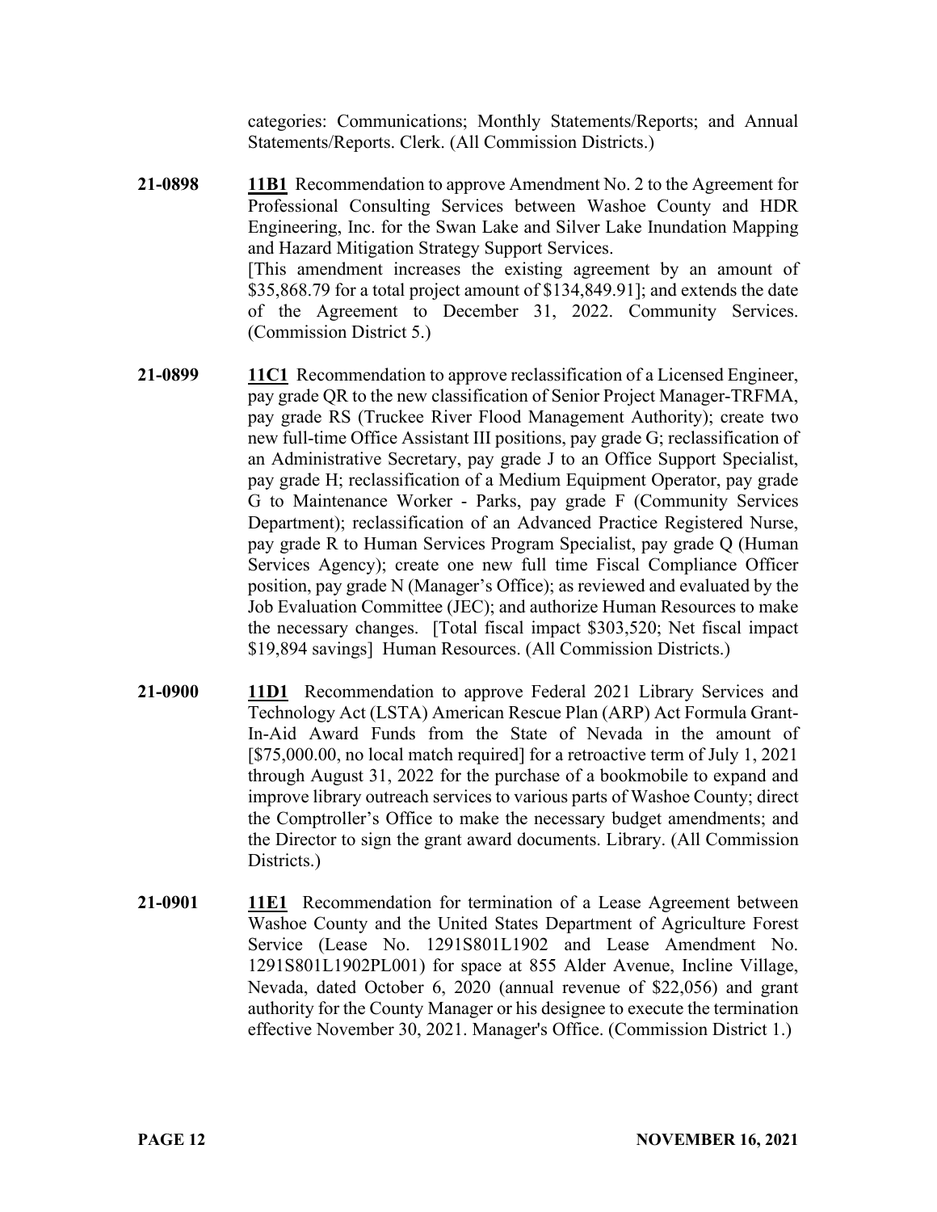categories: Communications; Monthly Statements/Reports; and Annual Statements/Reports. Clerk. (All Commission Districts.)

**21-0898** **11B1** Recommendation to approve Amendment No. 2 to the Agreement for Professional Consulting Services between Washoe County and HDR Engineering, Inc. for the Swan Lake and Silver Lake Inundation Mapping and Hazard Mitigation Strategy Support Services.
[This amendment increases the existing agreement by an amount of $35,868.79 for a total project amount of $134,849.91]; and extends the date of the Agreement to December 31, 2022. Community Services. (Commission District 5.)

**21-0899** **11C1** Recommendation to approve reclassification of a Licensed Engineer, pay grade QR to the new classification of Senior Project Manager-TRFMA, pay grade RS (Truckee River Flood Management Authority); create two new full-time Office Assistant III positions, pay grade G; reclassification of an Administrative Secretary, pay grade J to an Office Support Specialist, pay grade H; reclassification of a Medium Equipment Operator, pay grade G to Maintenance Worker - Parks, pay grade F (Community Services Department); reclassification of an Advanced Practice Registered Nurse, pay grade R to Human Services Program Specialist, pay grade Q (Human Services Agency); create one new full time Fiscal Compliance Officer position, pay grade N (Manager's Office); as reviewed and evaluated by the Job Evaluation Committee (JEC); and authorize Human Resources to make the necessary changes. [Total fiscal impact $303,520; Net fiscal impact $19,894 savings] Human Resources. (All Commission Districts.)

**21-0900** **11D1** Recommendation to approve Federal 2021 Library Services and Technology Act (LSTA) American Rescue Plan (ARP) Act Formula Grant-In-Aid Award Funds from the State of Nevada in the amount of [$75,000.00, no local match required] for a retroactive term of July 1, 2021 through August 31, 2022 for the purchase of a bookmobile to expand and improve library outreach services to various parts of Washoe County; direct the Comptroller's Office to make the necessary budget amendments; and the Director to sign the grant award documents. Library. (All Commission Districts.)

**21-0901** **11E1** Recommendation for termination of a Lease Agreement between Washoe County and the United States Department of Agriculture Forest Service (Lease No. 1291S801L1902 and Lease Amendment No. 1291S801L1902PL001) for space at 855 Alder Avenue, Incline Village, Nevada, dated October 6, 2020 (annual revenue of $22,056) and grant authority for the County Manager or his designee to execute the termination effective November 30, 2021. Manager's Office. (Commission District 1.)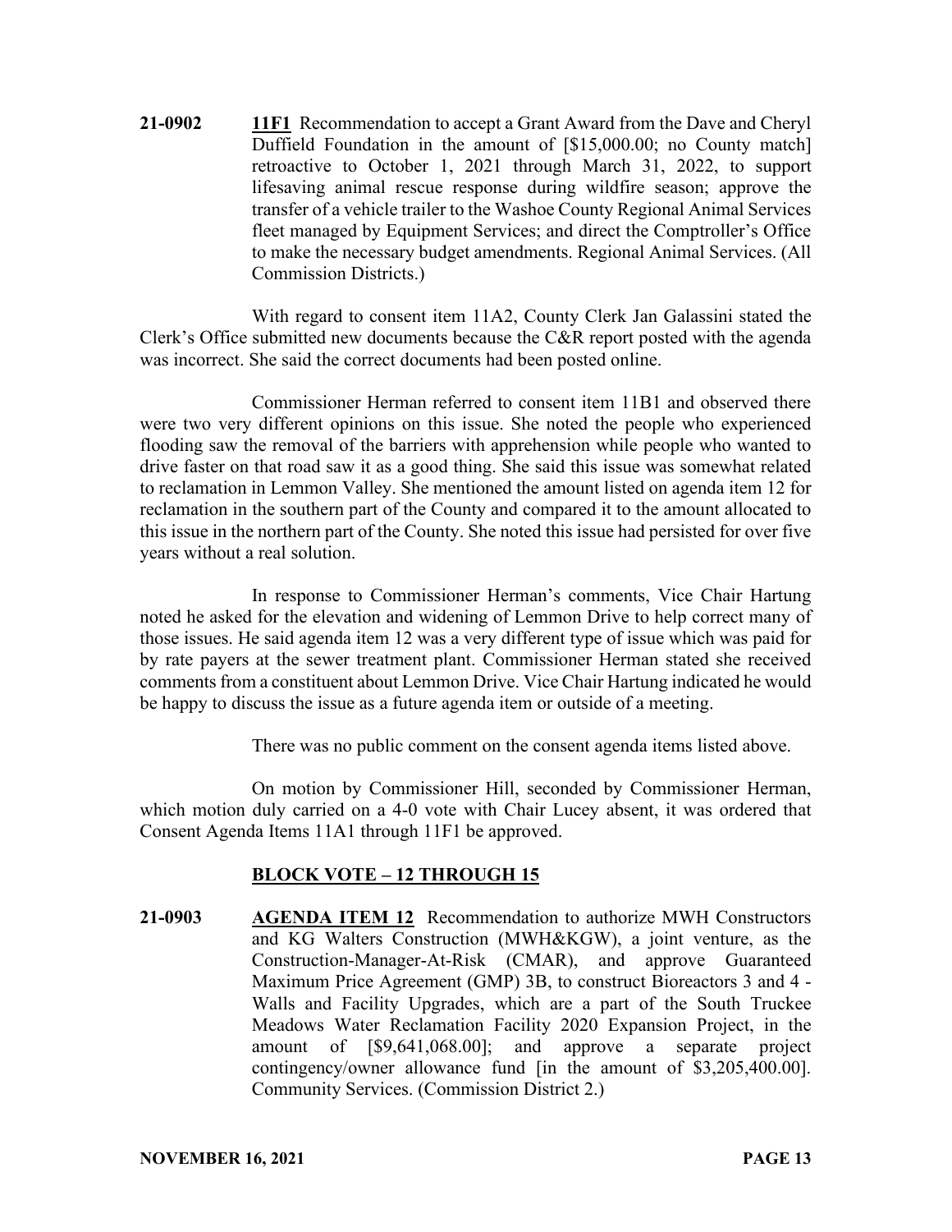**21-0902** **11F1** Recommendation to accept a Grant Award from the Dave and Cheryl Duffield Foundation in the amount of [$15,000.00; no County match] retroactive to October 1, 2021 through March 31, 2022, to support lifesaving animal rescue response during wildfire season; approve the transfer of a vehicle trailer to the Washoe County Regional Animal Services fleet managed by Equipment Services; and direct the Comptroller's Office to make the necessary budget amendments. Regional Animal Services. (All Commission Districts.)

With regard to consent item 11A2, County Clerk Jan Galassini stated the Clerk's Office submitted new documents because the C&R report posted with the agenda was incorrect. She said the correct documents had been posted online.

Commissioner Herman referred to consent item 11B1 and observed there were two very different opinions on this issue. She noted the people who experienced flooding saw the removal of the barriers with apprehension while people who wanted to drive faster on that road saw it as a good thing. She said this issue was somewhat related to reclamation in Lemmon Valley. She mentioned the amount listed on agenda item 12 for reclamation in the southern part of the County and compared it to the amount allocated to this issue in the northern part of the County. She noted this issue had persisted for over five years without a real solution.

In response to Commissioner Herman's comments, Vice Chair Hartung noted he asked for the elevation and widening of Lemmon Drive to help correct many of those issues. He said agenda item 12 was a very different type of issue which was paid for by rate payers at the sewer treatment plant. Commissioner Herman stated she received comments from a constituent about Lemmon Drive. Vice Chair Hartung indicated he would be happy to discuss the issue as a future agenda item or outside of a meeting.

There was no public comment on the consent agenda items listed above.

On motion by Commissioner Hill, seconded by Commissioner Herman, which motion duly carried on a 4-0 vote with Chair Lucey absent, it was ordered that Consent Agenda Items 11A1 through 11F1 be approved.

## BLOCK VOTE – 12 THROUGH 15

**21-0903** **AGENDA ITEM 12** Recommendation to authorize MWH Constructors and KG Walters Construction (MWH&KGW), a joint venture, as the Construction-Manager-At-Risk (CMAR), and approve Guaranteed Maximum Price Agreement (GMP) 3B, to construct Bioreactors 3 and 4 - Walls and Facility Upgrades, which are a part of the South Truckee Meadows Water Reclamation Facility 2020 Expansion Project, in the amount of [$9,641,068.00]; and approve a separate project contingency/owner allowance fund [in the amount of $3,205,400.00]. Community Services. (Commission District 2.)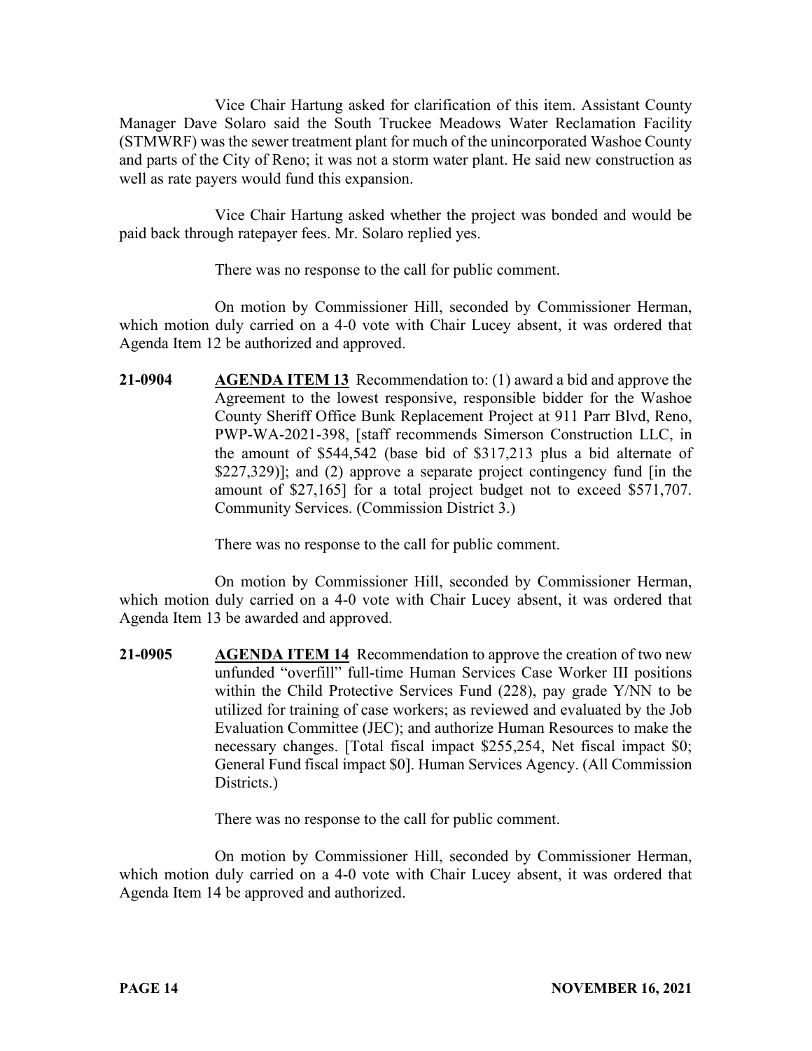Vice Chair Hartung asked for clarification of this item. Assistant County Manager Dave Solaro said the South Truckee Meadows Water Reclamation Facility (STMWRF) was the sewer treatment plant for much of the unincorporated Washoe County and parts of the City of Reno; it was not a storm water plant. He said new construction as well as rate payers would fund this expansion.

Vice Chair Hartung asked whether the project was bonded and would be paid back through ratepayer fees. Mr. Solaro replied yes.

There was no response to the call for public comment.

On motion by Commissioner Hill, seconded by Commissioner Herman, which motion duly carried on a 4-0 vote with Chair Lucey absent, it was ordered that Agenda Item 12 be authorized and approved.

**21-0904** **AGENDA ITEM 13** Recommendation to: (1) award a bid and approve the Agreement to the lowest responsive, responsible bidder for the Washoe County Sheriff Office Bunk Replacement Project at 911 Parr Blvd, Reno, PWP-WA-2021-398, [staff recommends Simerson Construction LLC, in the amount of $544,542 (base bid of $317,213 plus a bid alternate of $227,329)]; and (2) approve a separate project contingency fund [in the amount of $27,165] for a total project budget not to exceed $571,707. Community Services. (Commission District 3.)

There was no response to the call for public comment.

On motion by Commissioner Hill, seconded by Commissioner Herman, which motion duly carried on a 4-0 vote with Chair Lucey absent, it was ordered that Agenda Item 13 be awarded and approved.

**21-0905** **AGENDA ITEM 14** Recommendation to approve the creation of two new unfunded "overfill" full-time Human Services Case Worker III positions within the Child Protective Services Fund (228), pay grade Y/NN to be utilized for training of case workers; as reviewed and evaluated by the Job Evaluation Committee (JEC); and authorize Human Resources to make the necessary changes. [Total fiscal impact $255,254, Net fiscal impact $0; General Fund fiscal impact $0]. Human Services Agency. (All Commission Districts.)

There was no response to the call for public comment.

On motion by Commissioner Hill, seconded by Commissioner Herman, which motion duly carried on a 4-0 vote with Chair Lucey absent, it was ordered that Agenda Item 14 be approved and authorized.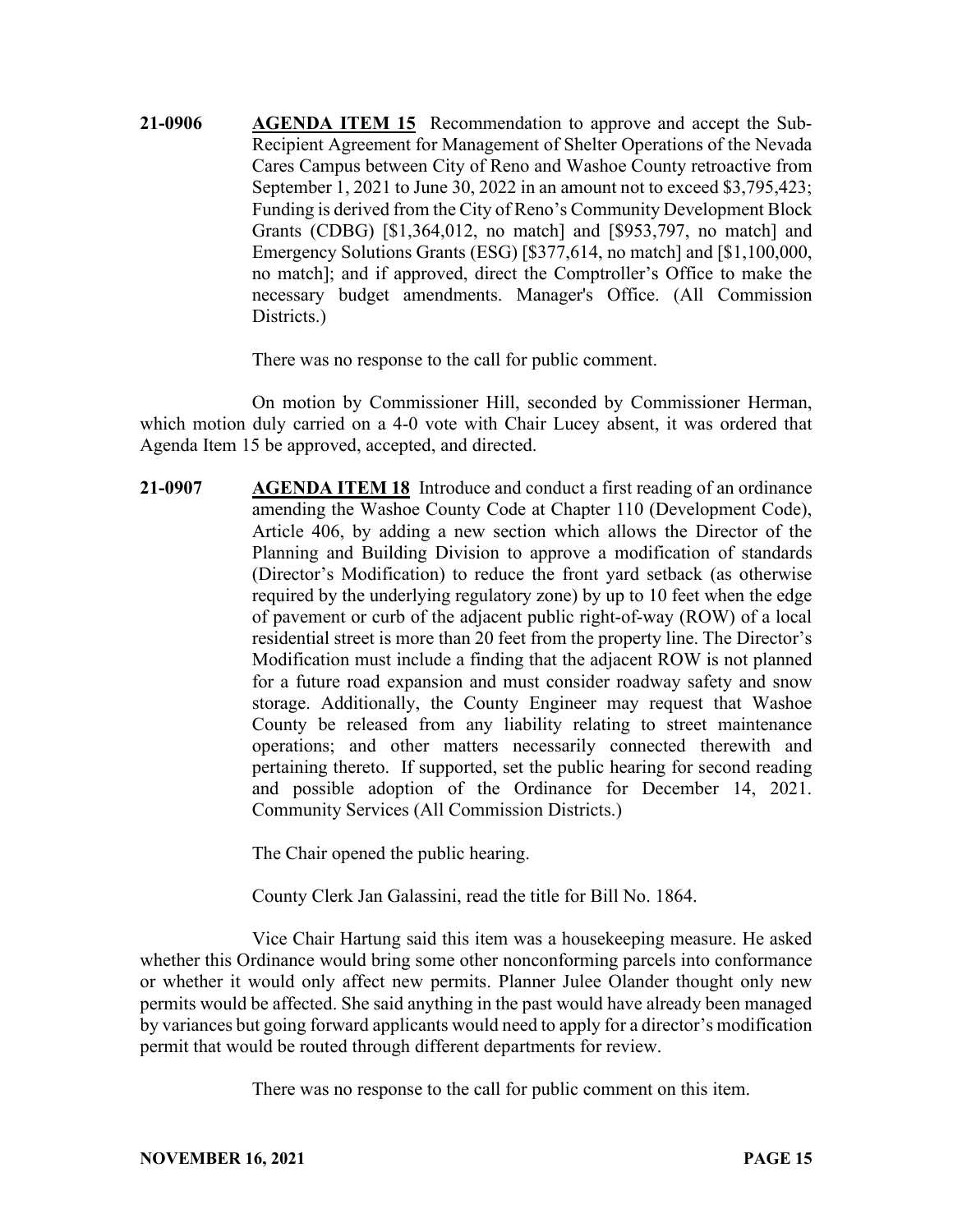**21-0906** **AGENDA ITEM 15** Recommendation to approve and accept the Sub-Recipient Agreement for Management of Shelter Operations of the Nevada Cares Campus between City of Reno and Washoe County retroactive from September 1, 2021 to June 30, 2022 in an amount not to exceed $3,795,423; Funding is derived from the City of Reno's Community Development Block Grants (CDBG) [$1,364,012, no match] and [$953,797, no match] and Emergency Solutions Grants (ESG) [$377,614, no match] and [$1,100,000, no match]; and if approved, direct the Comptroller's Office to make the necessary budget amendments. Manager's Office. (All Commission Districts.)

There was no response to the call for public comment.

On motion by Commissioner Hill, seconded by Commissioner Herman, which motion duly carried on a 4-0 vote with Chair Lucey absent, it was ordered that Agenda Item 15 be approved, accepted, and directed.

**21-0907** **AGENDA ITEM 18** Introduce and conduct a first reading of an ordinance amending the Washoe County Code at Chapter 110 (Development Code), Article 406, by adding a new section which allows the Director of the Planning and Building Division to approve a modification of standards (Director's Modification) to reduce the front yard setback (as otherwise required by the underlying regulatory zone) by up to 10 feet when the edge of pavement or curb of the adjacent public right-of-way (ROW) of a local residential street is more than 20 feet from the property line. The Director's Modification must include a finding that the adjacent ROW is not planned for a future road expansion and must consider roadway safety and snow storage. Additionally, the County Engineer may request that Washoe County be released from any liability relating to street maintenance operations; and other matters necessarily connected therewith and pertaining thereto. If supported, set the public hearing for second reading and possible adoption of the Ordinance for December 14, 2021. Community Services (All Commission Districts.)

The Chair opened the public hearing.

County Clerk Jan Galassini, read the title for Bill No. 1864.

Vice Chair Hartung said this item was a housekeeping measure. He asked whether this Ordinance would bring some other nonconforming parcels into conformance or whether it would only affect new permits. Planner Julee Olander thought only new permits would be affected. She said anything in the past would have already been managed by variances but going forward applicants would need to apply for a director's modification permit that would be routed through different departments for review.

There was no response to the call for public comment on this item.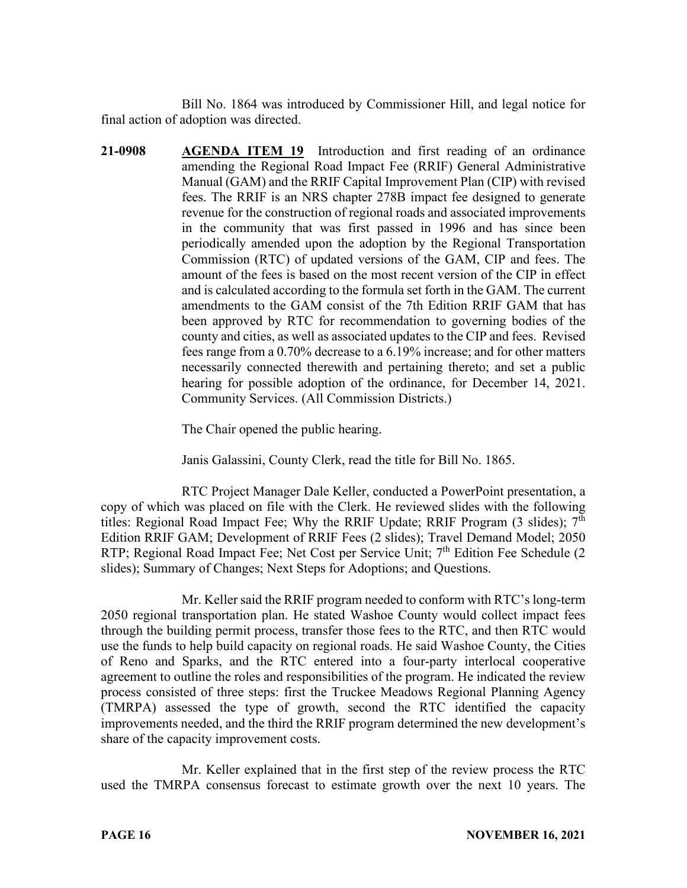Bill No. 1864 was introduced by Commissioner Hill, and legal notice for final action of adoption was directed.

**21-0908** **AGENDA ITEM 19** Introduction and first reading of an ordinance amending the Regional Road Impact Fee (RRIF) General Administrative Manual (GAM) and the RRIF Capital Improvement Plan (CIP) with revised fees. The RRIF is an NRS chapter 278B impact fee designed to generate revenue for the construction of regional roads and associated improvements in the community that was first passed in 1996 and has since been periodically amended upon the adoption by the Regional Transportation Commission (RTC) of updated versions of the GAM, CIP and fees. The amount of the fees is based on the most recent version of the CIP in effect and is calculated according to the formula set forth in the GAM. The current amendments to the GAM consist of the 7th Edition RRIF GAM that has been approved by RTC for recommendation to governing bodies of the county and cities, as well as associated updates to the CIP and fees. Revised fees range from a 0.70% decrease to a 6.19% increase; and for other matters necessarily connected therewith and pertaining thereto; and set a public hearing for possible adoption of the ordinance, for December 14, 2021. Community Services. (All Commission Districts.)

The Chair opened the public hearing.

Janis Galassini, County Clerk, read the title for Bill No. 1865.

RTC Project Manager Dale Keller, conducted a PowerPoint presentation, a copy of which was placed on file with the Clerk. He reviewed slides with the following titles: Regional Road Impact Fee; Why the RRIF Update; RRIF Program (3 slides); 7th Edition RRIF GAM; Development of RRIF Fees (2 slides); Travel Demand Model; 2050 RTP; Regional Road Impact Fee; Net Cost per Service Unit; 7th Edition Fee Schedule (2 slides); Summary of Changes; Next Steps for Adoptions; and Questions.

Mr. Keller said the RRIF program needed to conform with RTC's long-term 2050 regional transportation plan. He stated Washoe County would collect impact fees through the building permit process, transfer those fees to the RTC, and then RTC would use the funds to help build capacity on regional roads. He said Washoe County, the Cities of Reno and Sparks, and the RTC entered into a four-party interlocal cooperative agreement to outline the roles and responsibilities of the program. He indicated the review process consisted of three steps: first the Truckee Meadows Regional Planning Agency (TMRPA) assessed the type of growth, second the RTC identified the capacity improvements needed, and the third the RRIF program determined the new development's share of the capacity improvement costs.

Mr. Keller explained that in the first step of the review process the RTC used the TMRPA consensus forecast to estimate growth over the next 10 years. The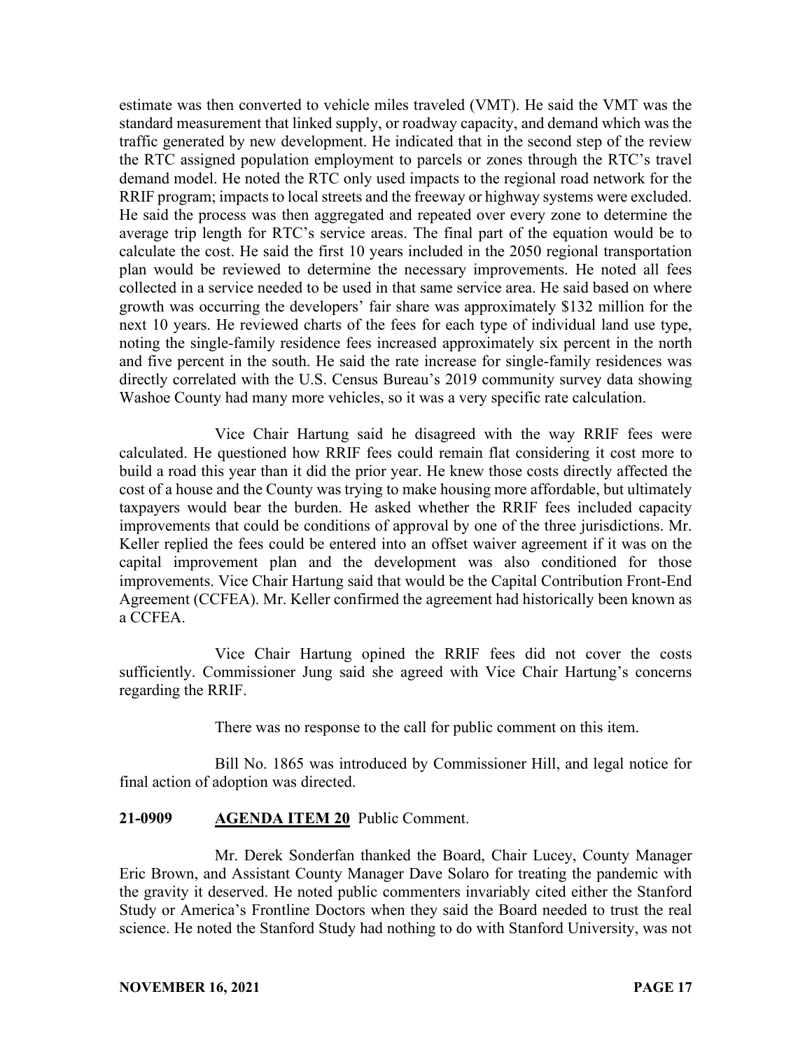estimate was then converted to vehicle miles traveled (VMT). He said the VMT was the standard measurement that linked supply, or roadway capacity, and demand which was the traffic generated by new development. He indicated that in the second step of the review the RTC assigned population employment to parcels or zones through the RTC's travel demand model. He noted the RTC only used impacts to the regional road network for the RRIF program; impacts to local streets and the freeway or highway systems were excluded. He said the process was then aggregated and repeated over every zone to determine the average trip length for RTC's service areas. The final part of the equation would be to calculate the cost. He said the first 10 years included in the 2050 regional transportation plan would be reviewed to determine the necessary improvements. He noted all fees collected in a service needed to be used in that same service area. He said based on where growth was occurring the developers' fair share was approximately \$132 million for the next 10 years. He reviewed charts of the fees for each type of individual land use type, noting the single-family residence fees increased approximately six percent in the north and five percent in the south. He said the rate increase for single-family residences was directly correlated with the U.S. Census Bureau's 2019 community survey data showing Washoe County had many more vehicles, so it was a very specific rate calculation.

Vice Chair Hartung said he disagreed with the way RRIF fees were calculated. He questioned how RRIF fees could remain flat considering it cost more to build a road this year than it did the prior year. He knew those costs directly affected the cost of a house and the County was trying to make housing more affordable, but ultimately taxpayers would bear the burden. He asked whether the RRIF fees included capacity improvements that could be conditions of approval by one of the three jurisdictions. Mr. Keller replied the fees could be entered into an offset waiver agreement if it was on the capital improvement plan and the development was also conditioned for those improvements. Vice Chair Hartung said that would be the Capital Contribution Front-End Agreement (CCFEA). Mr. Keller confirmed the agreement had historically been known as a CCFEA.

Vice Chair Hartung opined the RRIF fees did not cover the costs sufficiently. Commissioner Jung said she agreed with Vice Chair Hartung's concerns regarding the RRIF.

There was no response to the call for public comment on this item.

Bill No. 1865 was introduced by Commissioner Hill, and legal notice for final action of adoption was directed.

**21-0909 AGENDA ITEM 20** Public Comment.

Mr. Derek Sonderfan thanked the Board, Chair Lucey, County Manager Eric Brown, and Assistant County Manager Dave Solaro for treating the pandemic with the gravity it deserved. He noted public commenters invariably cited either the Stanford Study or America's Frontline Doctors when they said the Board needed to trust the real science. He noted the Stanford Study had nothing to do with Stanford University, was not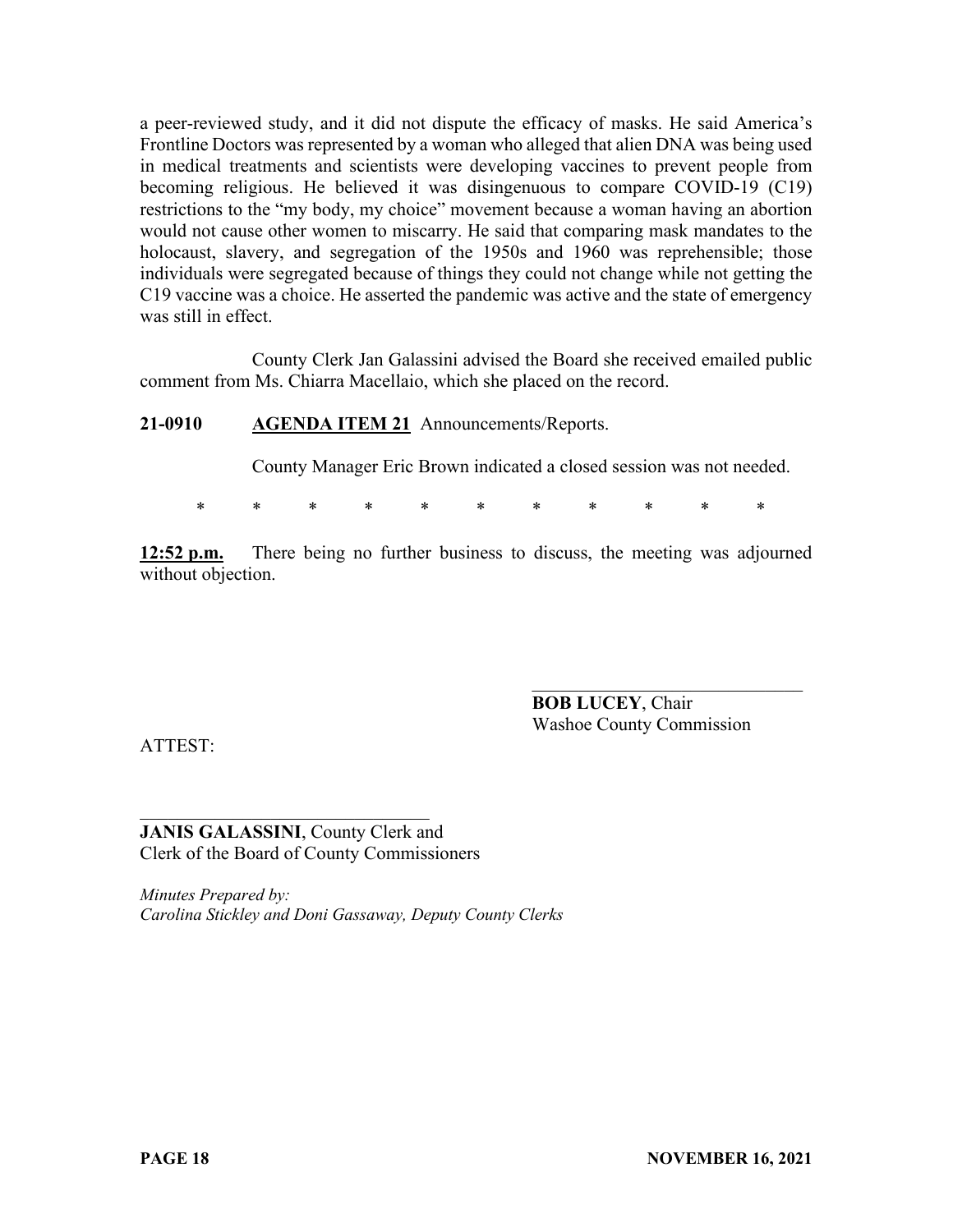a peer-reviewed study, and it did not dispute the efficacy of masks. He said America's Frontline Doctors was represented by a woman who alleged that alien DNA was being used in medical treatments and scientists were developing vaccines to prevent people from becoming religious. He believed it was disingenuous to compare COVID-19 (C19) restrictions to the "my body, my choice" movement because a woman having an abortion would not cause other women to miscarry. He said that comparing mask mandates to the holocaust, slavery, and segregation of the 1950s and 1960 was reprehensible; those individuals were segregated because of things they could not change while not getting the C19 vaccine was a choice. He asserted the pandemic was active and the state of emergency was still in effect.

County Clerk Jan Galassini advised the Board she received emailed public comment from Ms. Chiarra Macellaio, which she placed on the record.

**21-0910** **AGENDA ITEM 21** Announcements/Reports.

County Manager Eric Brown indicated a closed session was not needed.

\* \* \* \* \* \* \* \* \* \* \*

**12:52 p.m.** There being no further business to discuss, the meeting was adjourned without objection.

\_\_\_\_\_\_\_\_\_\_\_\_\_\_\_\_\_\_\_\_\_\_\_\_\_\_\_\_
**BOB LUCEY**, Chair
Washoe County Commission

ATTEST:

\_\_\_\_\_\_\_\_\_\_\_\_\_\_\_\_\_\_\_\_\_\_\_\_\_\_\_\_
**JANIS GALASSINI**, County Clerk and
Clerk of the Board of County Commissioners

*Minutes Prepared by:*
*Carolina Stickley and Doni Gassaway, Deputy County Clerks*